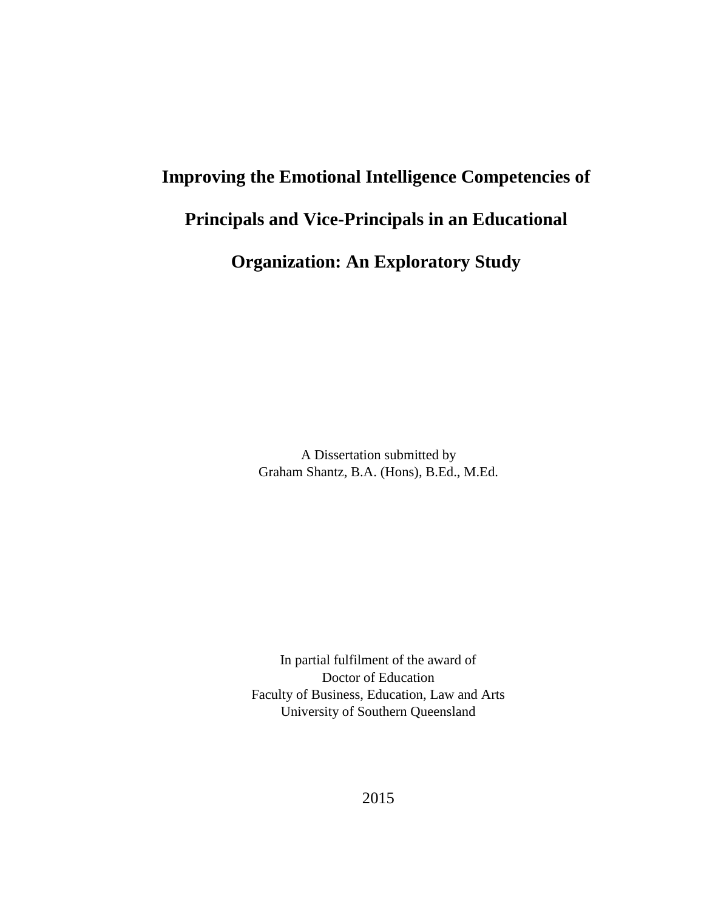# Improving the Emotional Intelligence Competencies of Principals and Vice-Principals in an Educational Organization: An Exploratory Study

A Dissertation submitted by
Graham Shantz, B.A. (Hons), B.Ed., M.Ed.

In partial fulfilment of the award of
Doctor of Education
Faculty of Business, Education, Law and Arts
University of Southern Queensland

2015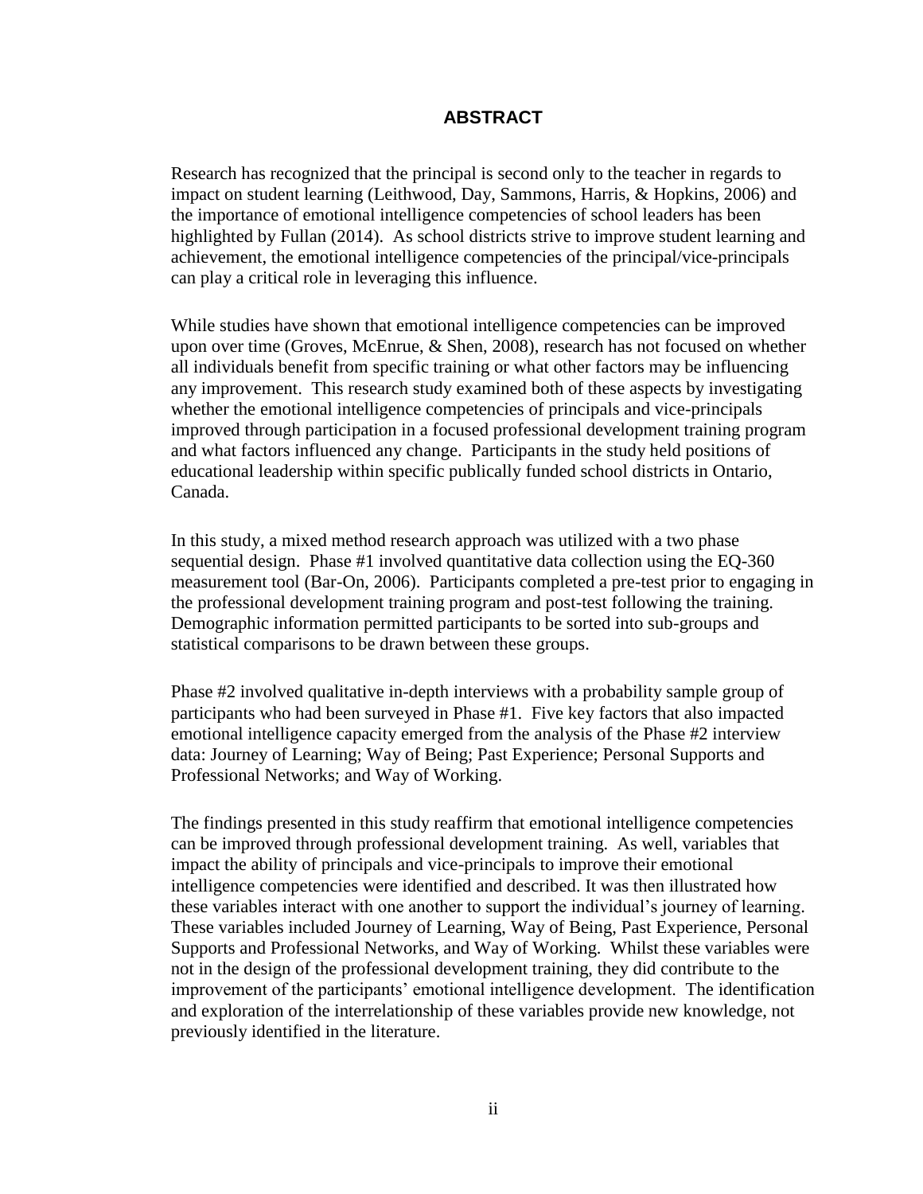# ABSTRACT

Research has recognized that the principal is second only to the teacher in regards to impact on student learning (Leithwood, Day, Sammons, Harris, & Hopkins, 2006) and the importance of emotional intelligence competencies of school leaders has been highlighted by Fullan (2014). As school districts strive to improve student learning and achievement, the emotional intelligence competencies of the principal/vice-principals can play a critical role in leveraging this influence.

While studies have shown that emotional intelligence competencies can be improved upon over time (Groves, McEnrue, & Shen, 2008), research has not focused on whether all individuals benefit from specific training or what other factors may be influencing any improvement. This research study examined both of these aspects by investigating whether the emotional intelligence competencies of principals and vice-principals improved through participation in a focused professional development training program and what factors influenced any change. Participants in the study held positions of educational leadership within specific publically funded school districts in Ontario, Canada.

In this study, a mixed method research approach was utilized with a two phase sequential design. Phase #1 involved quantitative data collection using the EQ-360 measurement tool (Bar-On, 2006). Participants completed a pre-test prior to engaging in the professional development training program and post-test following the training. Demographic information permitted participants to be sorted into sub-groups and statistical comparisons to be drawn between these groups.

Phase #2 involved qualitative in-depth interviews with a probability sample group of participants who had been surveyed in Phase #1. Five key factors that also impacted emotional intelligence capacity emerged from the analysis of the Phase #2 interview data: Journey of Learning; Way of Being; Past Experience; Personal Supports and Professional Networks; and Way of Working.

The findings presented in this study reaffirm that emotional intelligence competencies can be improved through professional development training. As well, variables that impact the ability of principals and vice-principals to improve their emotional intelligence competencies were identified and described. It was then illustrated how these variables interact with one another to support the individual's journey of learning. These variables included Journey of Learning, Way of Being, Past Experience, Personal Supports and Professional Networks, and Way of Working. Whilst these variables were not in the design of the professional development training, they did contribute to the improvement of the participants' emotional intelligence development. The identification and exploration of the interrelationship of these variables provide new knowledge, not previously identified in the literature.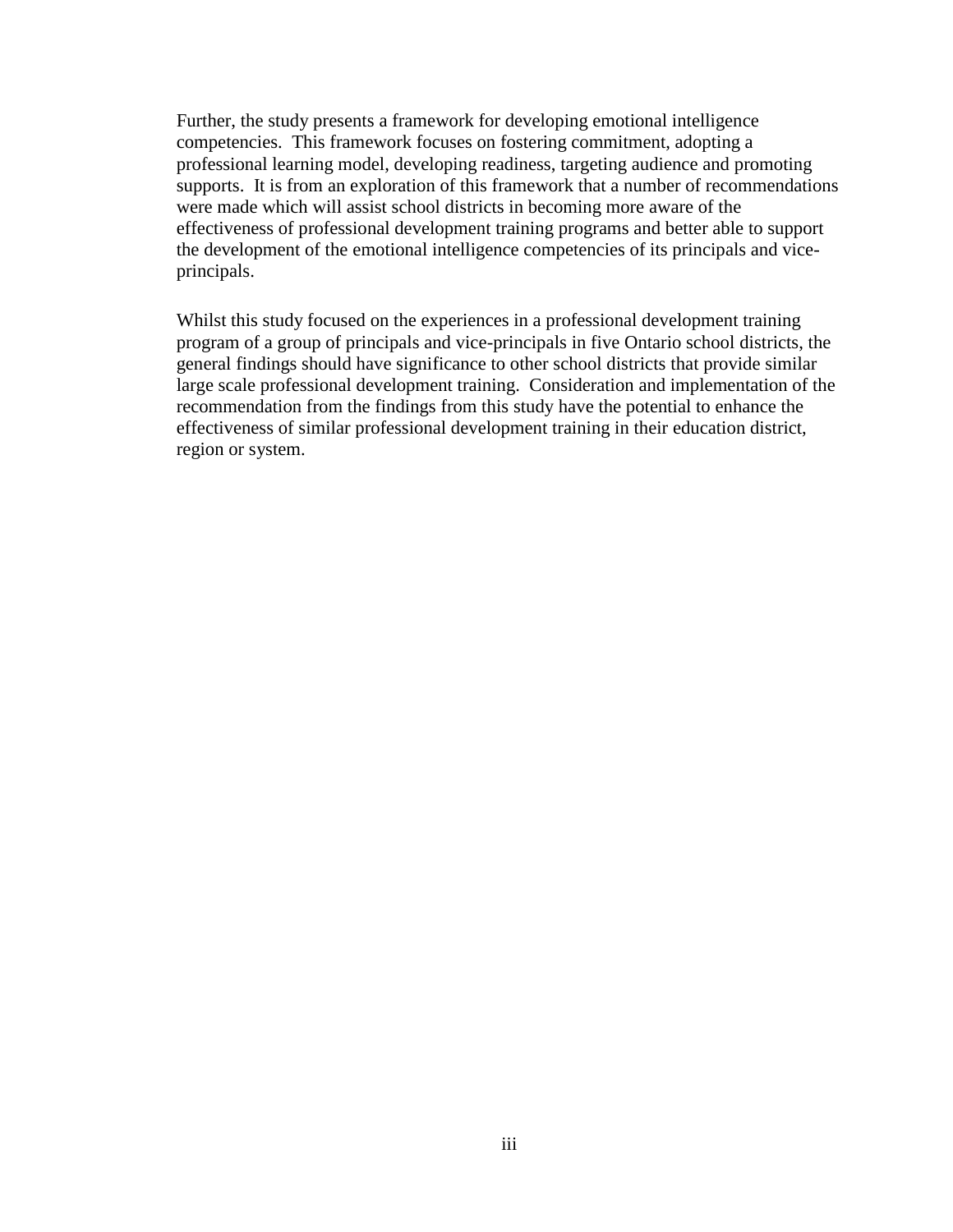Further, the study presents a framework for developing emotional intelligence competencies. This framework focuses on fostering commitment, adopting a professional learning model, developing readiness, targeting audience and promoting supports. It is from an exploration of this framework that a number of recommendations were made which will assist school districts in becoming more aware of the effectiveness of professional development training programs and better able to support the development of the emotional intelligence competencies of its principals and vice-principals.

Whilst this study focused on the experiences in a professional development training program of a group of principals and vice-principals in five Ontario school districts, the general findings should have significance to other school districts that provide similar large scale professional development training. Consideration and implementation of the recommendation from the findings from this study have the potential to enhance the effectiveness of similar professional development training in their education district, region or system.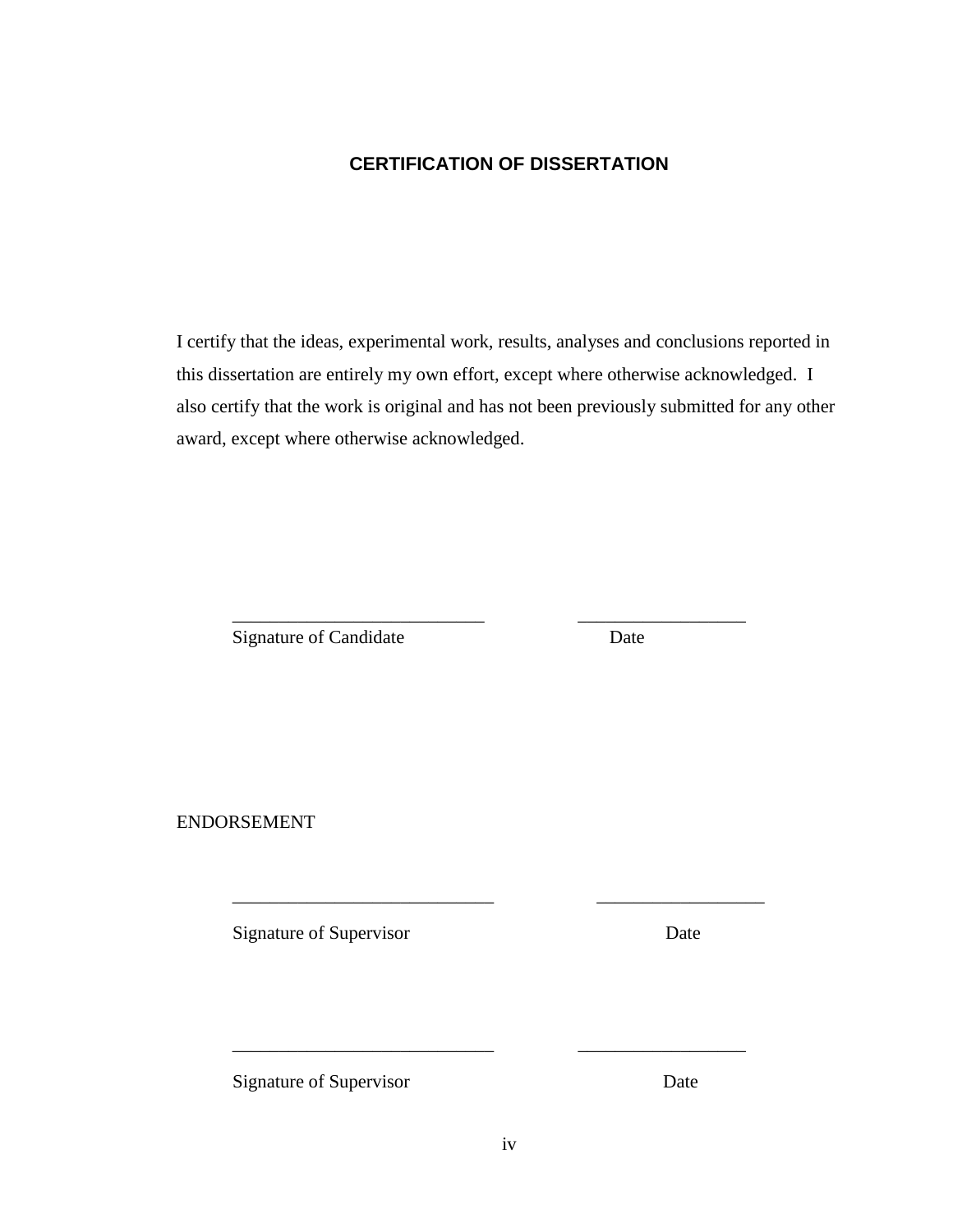## CERTIFICATION OF DISSERTATION

I certify that the ideas, experimental work, results, analyses and conclusions reported in this dissertation are entirely my own effort, except where otherwise acknowledged. I also certify that the work is original and has not been previously submitted for any other award, except where otherwise acknowledged.

___________________________ ____________________

Signature of Candidate Date

ENDORSEMENT

___________________________ ____________________

Signature of Supervisor Date

___________________________ ____________________

Signature of Supervisor Date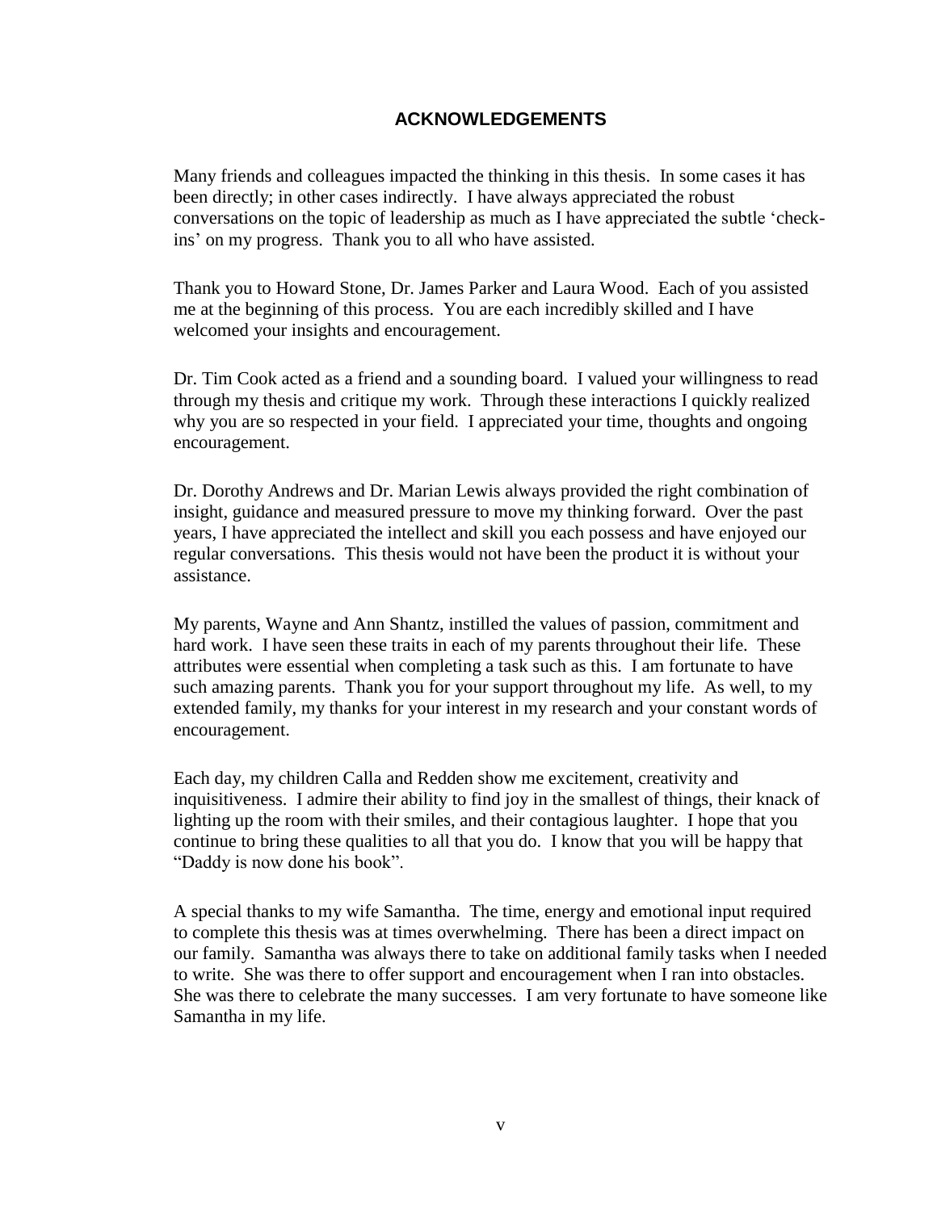## ACKNOWLEDGEMENTS

Many friends and colleagues impacted the thinking in this thesis. In some cases it has been directly; in other cases indirectly. I have always appreciated the robust conversations on the topic of leadership as much as I have appreciated the subtle 'check-ins' on my progress. Thank you to all who have assisted.

Thank you to Howard Stone, Dr. James Parker and Laura Wood. Each of you assisted me at the beginning of this process. You are each incredibly skilled and I have welcomed your insights and encouragement.

Dr. Tim Cook acted as a friend and a sounding board. I valued your willingness to read through my thesis and critique my work. Through these interactions I quickly realized why you are so respected in your field. I appreciated your time, thoughts and ongoing encouragement.

Dr. Dorothy Andrews and Dr. Marian Lewis always provided the right combination of insight, guidance and measured pressure to move my thinking forward. Over the past years, I have appreciated the intellect and skill you each possess and have enjoyed our regular conversations. This thesis would not have been the product it is without your assistance.

My parents, Wayne and Ann Shantz, instilled the values of passion, commitment and hard work. I have seen these traits in each of my parents throughout their life. These attributes were essential when completing a task such as this. I am fortunate to have such amazing parents. Thank you for your support throughout my life. As well, to my extended family, my thanks for your interest in my research and your constant words of encouragement.

Each day, my children Calla and Redden show me excitement, creativity and inquisitiveness. I admire their ability to find joy in the smallest of things, their knack of lighting up the room with their smiles, and their contagious laughter. I hope that you continue to bring these qualities to all that you do. I know that you will be happy that "Daddy is now done his book".

A special thanks to my wife Samantha. The time, energy and emotional input required to complete this thesis was at times overwhelming. There has been a direct impact on our family. Samantha was always there to take on additional family tasks when I needed to write. She was there to offer support and encouragement when I ran into obstacles. She was there to celebrate the many successes. I am very fortunate to have someone like Samantha in my life.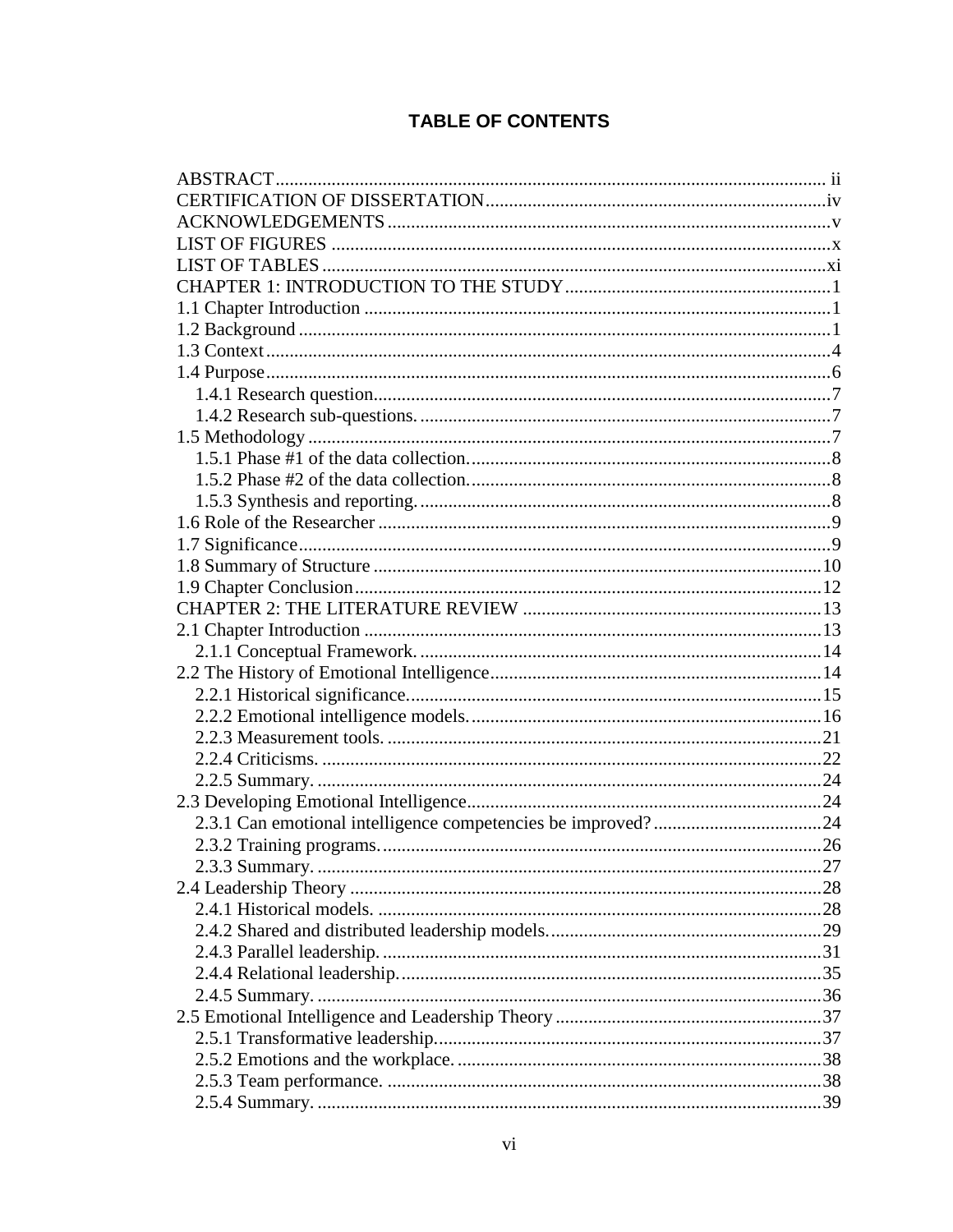## TABLE OF CONTENTS

ABSTRACT ..... ii
CERTIFICATION OF DISSERTATION ..... iv
ACKNOWLEDGEMENTS ..... v
LIST OF FIGURES ..... x
LIST OF TABLES ..... xi
CHAPTER 1: INTRODUCTION TO THE STUDY ..... 1
1.1 Chapter Introduction ..... 1
1.2 Background ..... 1
1.3 Context ..... 4
1.4 Purpose ..... 6
  1.4.1 Research question. ..... 7
  1.4.2 Research sub-questions. ..... 7
1.5 Methodology ..... 7
  1.5.1 Phase #1 of the data collection. ..... 8
  1.5.2 Phase #2 of the data collection. ..... 8
  1.5.3 Synthesis and reporting. ..... 8
1.6 Role of the Researcher ..... 9
1.7 Significance ..... 9
1.8 Summary of Structure ..... 10
1.9 Chapter Conclusion ..... 12
CHAPTER 2: THE LITERATURE REVIEW ..... 13
2.1 Chapter Introduction ..... 13
  2.1.1 Conceptual Framework. ..... 14
2.2 The History of Emotional Intelligence ..... 14
  2.2.1 Historical significance. ..... 15
  2.2.2 Emotional intelligence models. ..... 16
  2.2.3 Measurement tools. ..... 21
  2.2.4 Criticisms. ..... 22
  2.2.5 Summary. ..... 24
2.3 Developing Emotional Intelligence ..... 24
  2.3.1 Can emotional intelligence competencies be improved? ..... 24
  2.3.2 Training programs. ..... 26
  2.3.3 Summary. ..... 27
2.4 Leadership Theory ..... 28
  2.4.1 Historical models. ..... 28
  2.4.2 Shared and distributed leadership models. ..... 29
  2.4.3 Parallel leadership. ..... 31
  2.4.4 Relational leadership. ..... 35
  2.4.5 Summary. ..... 36
2.5 Emotional Intelligence and Leadership Theory ..... 37
  2.5.1 Transformative leadership. ..... 37
  2.5.2 Emotions and the workplace. ..... 38
  2.5.3 Team performance. ..... 38
  2.5.4 Summary. ..... 39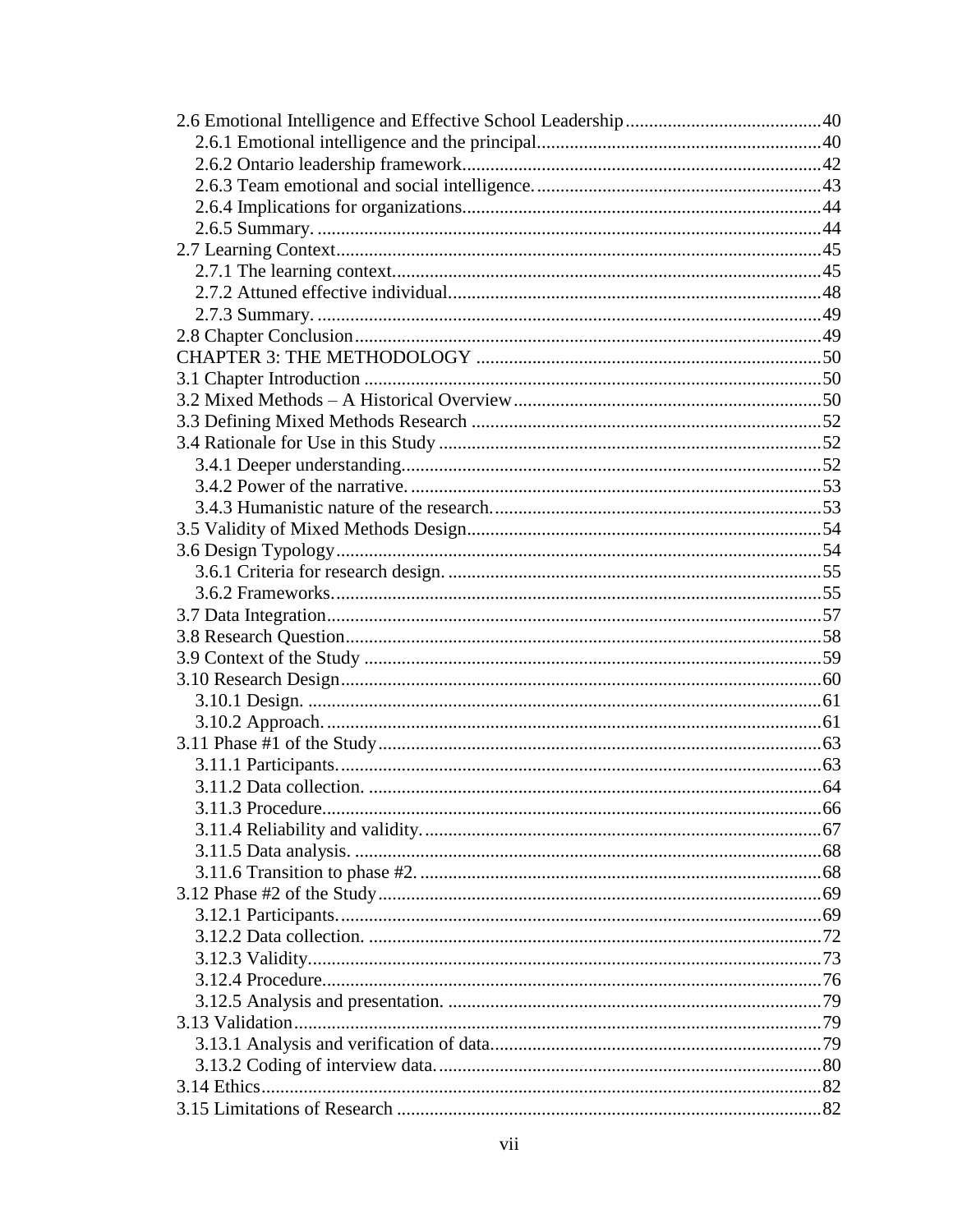2.6 Emotional Intelligence and Effective School Leadership .......... 40
  2.6.1 Emotional intelligence and the principal .......... 40
  2.6.2 Ontario leadership framework .......... 42
  2.6.3 Team emotional and social intelligence. .......... 43
  2.6.4 Implications for organizations .......... 44
  2.6.5 Summary. .......... 44
2.7 Learning Context .......... 45
  2.7.1 The learning context .......... 45
  2.7.2 Attuned effective individual .......... 48
  2.7.3 Summary. .......... 49
2.8 Chapter Conclusion .......... 49
CHAPTER 3: THE METHODOLOGY .......... 50
3.1 Chapter Introduction .......... 50
3.2 Mixed Methods – A Historical Overview .......... 50
3.3 Defining Mixed Methods Research .......... 52
3.4 Rationale for Use in this Study .......... 52
  3.4.1 Deeper understanding .......... 52
  3.4.2 Power of the narrative. .......... 53
  3.4.3 Humanistic nature of the research. .......... 53
3.5 Validity of Mixed Methods Design .......... 54
3.6 Design Typology .......... 54
  3.6.1 Criteria for research design. .......... 55
  3.6.2 Frameworks. .......... 55
3.7 Data Integration .......... 57
3.8 Research Question .......... 58
3.9 Context of the Study .......... 59
3.10 Research Design .......... 60
  3.10.1 Design. .......... 61
  3.10.2 Approach. .......... 61
3.11 Phase #1 of the Study .......... 63
  3.11.1 Participants. .......... 63
  3.11.2 Data collection. .......... 64
  3.11.3 Procedure .......... 66
  3.11.4 Reliability and validity. .......... 67
  3.11.5 Data analysis. .......... 68
  3.11.6 Transition to phase #2. .......... 68
3.12 Phase #2 of the Study .......... 69
  3.12.1 Participants. .......... 69
  3.12.2 Data collection. .......... 72
  3.12.3 Validity .......... 73
  3.12.4 Procedure .......... 76
  3.12.5 Analysis and presentation. .......... 79
3.13 Validation .......... 79
  3.13.1 Analysis and verification of data .......... 79
  3.13.2 Coding of interview data. .......... 80
3.14 Ethics .......... 82
3.15 Limitations of Research .......... 82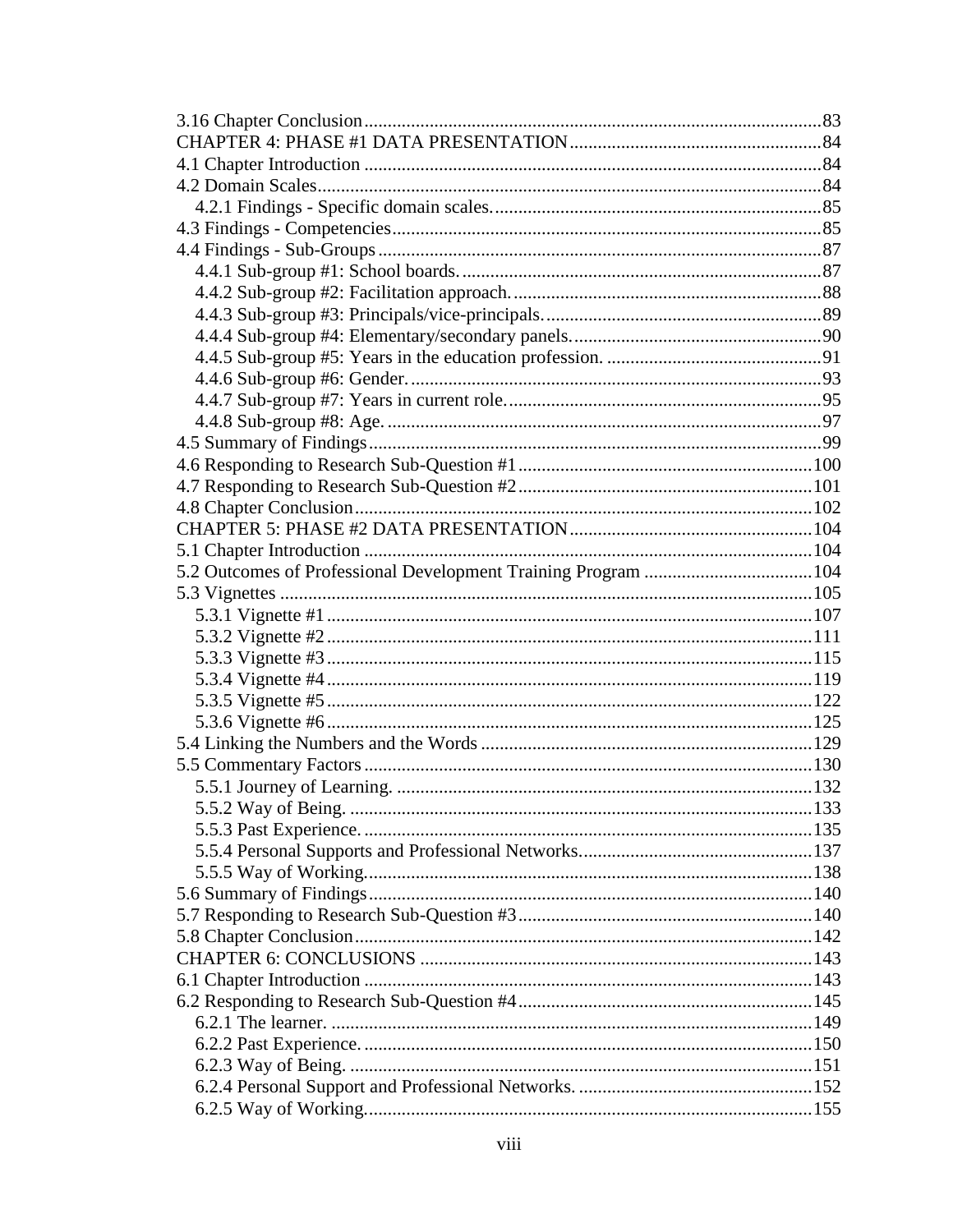3.16 Chapter Conclusion .................................................................................................83
CHAPTER 4: PHASE #1 DATA PRESENTATION ......................................................84
4.1 Chapter Introduction .................................................................................................84
4.2 Domain Scales ...........................................................................................................84
  4.2.1 Findings - Specific domain scales. .....................................................................85
4.3 Findings - Competencies ...........................................................................................85
4.4 Findings - Sub-Groups ..............................................................................................87
  4.4.1 Sub-group #1: School boards. ............................................................................87
  4.4.2 Sub-group #2: Facilitation approach. .................................................................88
  4.4.3 Sub-group #3: Principals/vice-principals. ..........................................................89
  4.4.4 Sub-group #4: Elementary/secondary panels. .....................................................90
  4.4.5 Sub-group #5: Years in the education profession. .............................................91
  4.4.6 Sub-group #6: Gender. .......................................................................................93
  4.4.7 Sub-group #7: Years in current role. ..................................................................95
  4.4.8 Sub-group #8: Age. ............................................................................................97
4.5 Summary of Findings ................................................................................................99
4.6 Responding to Research Sub-Question #1 ...............................................................100
4.7 Responding to Research Sub-Question #2 ...............................................................101
4.8 Chapter Conclusion .................................................................................................102
CHAPTER 5: PHASE #2 DATA PRESENTATION ....................................................104
5.1 Chapter Introduction ...............................................................................................104
5.2 Outcomes of Professional Development Training Program ....................................104
5.3 Vignettes .................................................................................................................105
  5.3.1 Vignette #1 .......................................................................................................107
  5.3.2 Vignette #2 .......................................................................................................111
  5.3.3 Vignette #3 .......................................................................................................115
  5.3.4 Vignette #4 .......................................................................................................119
  5.3.5 Vignette #5 .......................................................................................................122
  5.3.6 Vignette #6 .......................................................................................................125
5.4 Linking the Numbers and the Words .......................................................................129
5.5 Commentary Factors ...............................................................................................130
  5.5.1 Journey of Learning. .........................................................................................132
  5.5.2 Way of Being. ..................................................................................................133
  5.5.3 Past Experience. ...............................................................................................135
  5.5.4 Personal Supports and Professional Networks. .................................................137
  5.5.5 Way of Working. ...............................................................................................138
5.6 Summary of Findings ..............................................................................................140
5.7 Responding to Research Sub-Question #3 ...............................................................140
5.8 Chapter Conclusion .................................................................................................142
CHAPTER 6: CONCLUSIONS ....................................................................................143
6.1 Chapter Introduction ...............................................................................................143
6.2 Responding to Research Sub-Question #4 ...............................................................145
  6.2.1 The learner. ......................................................................................................149
  6.2.2 Past Experience. ...............................................................................................150
  6.2.3 Way of Being. ..................................................................................................151
  6.2.4 Personal Support and Professional Networks. ..................................................152
  6.2.5 Way of Working. ...............................................................................................155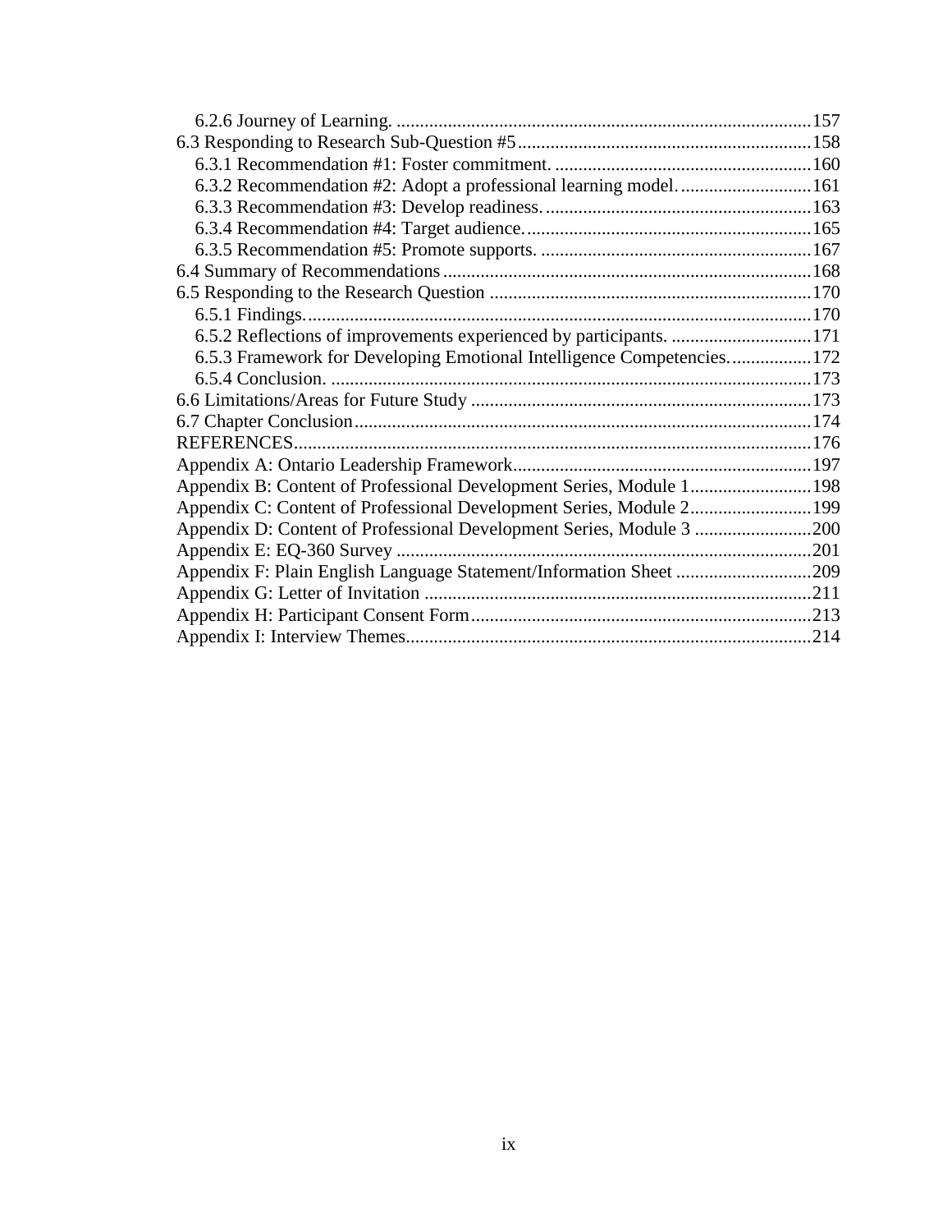6.2.6 Journey of Learning. ........................................................................................157
6.3 Responding to Research Sub-Question #5...............................................................158
6.3.1 Recommendation #1: Foster commitment. .......................................................160
6.3.2 Recommendation #2: Adopt a professional learning model. ............................161
6.3.3 Recommendation #3: Develop readiness. .........................................................163
6.3.4 Recommendation #4: Target audience. .............................................................165
6.3.5 Recommendation #5: Promote supports. ..........................................................167
6.4 Summary of Recommendations ...............................................................................168
6.5 Responding to the Research Question .....................................................................170
6.5.1 Findings. ............................................................................................................170
6.5.2 Reflections of improvements experienced by participants. ..............................171
6.5.3 Framework for Developing Emotional Intelligence Competencies. .................172
6.5.4 Conclusion. .......................................................................................................173
6.6 Limitations/Areas for Future Study .........................................................................173
6.7 Chapter Conclusion ..................................................................................................174
REFERENCES...............................................................................................................176
Appendix A: Ontario Leadership Framework................................................................197
Appendix B: Content of Professional Development Series, Module 1..........................198
Appendix C: Content of Professional Development Series, Module 2..........................199
Appendix D: Content of Professional Development Series, Module 3 .........................200
Appendix E: EQ-360 Survey .........................................................................................201
Appendix F: Plain English Language Statement/Information Sheet .............................209
Appendix G: Letter of Invitation ...................................................................................211
Appendix H: Participant Consent Form.........................................................................213
Appendix I: Interview Themes.......................................................................................214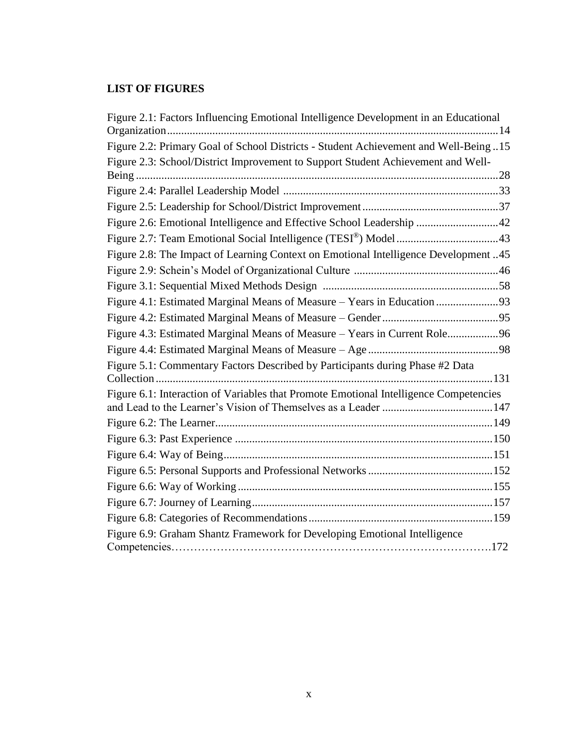## LIST OF FIGURES

Figure 2.1: Factors Influencing Emotional Intelligence Development in an Educational Organization....................................................................................................................14
Figure 2.2: Primary Goal of School Districts - Student Achievement and Well-Being ..15
Figure 2.3: School/District Improvement to Support Student Achievement and Well-Being ...............................................................................................................................28
Figure 2.4: Parallel Leadership Model ............................................................................33
Figure 2.5: Leadership for School/District Improvement................................................37
Figure 2.6: Emotional Intelligence and Effective School Leadership .............................42
Figure 2.7: Team Emotional Social Intelligence (TESI®) Model....................................43
Figure 2.8: The Impact of Learning Context on Emotional Intelligence Development ..45
Figure 2.9: Schein's Model of Organizational Culture ...................................................46
Figure 3.1: Sequential Mixed Methods Design ..............................................................58
Figure 4.1: Estimated Marginal Means of Measure – Years in Education ......................93
Figure 4.2: Estimated Marginal Means of Measure – Gender.........................................95
Figure 4.3: Estimated Marginal Means of Measure – Years in Current Role..................96
Figure 4.4: Estimated Marginal Means of Measure – Age ..............................................98
Figure 5.1: Commentary Factors Described by Participants during Phase #2 Data Collection ......................................................................................................................131
Figure 6.1: Interaction of Variables that Promote Emotional Intelligence Competencies and Lead to the Learner's Vision of Themselves as a Leader .......................................147
Figure 6.2: The Learner.................................................................................................149
Figure 6.3: Past Experience ..........................................................................................150
Figure 6.4: Way of Being..............................................................................................151
Figure 6.5: Personal Supports and Professional Networks ............................................152
Figure 6.6: Way of Working .........................................................................................155
Figure 6.7: Journey of Learning....................................................................................157
Figure 6.8: Categories of Recommendations................................................................159
Figure 6.9: Graham Shantz Framework for Developing Emotional Intelligence Competencies……………………………………………………………………….172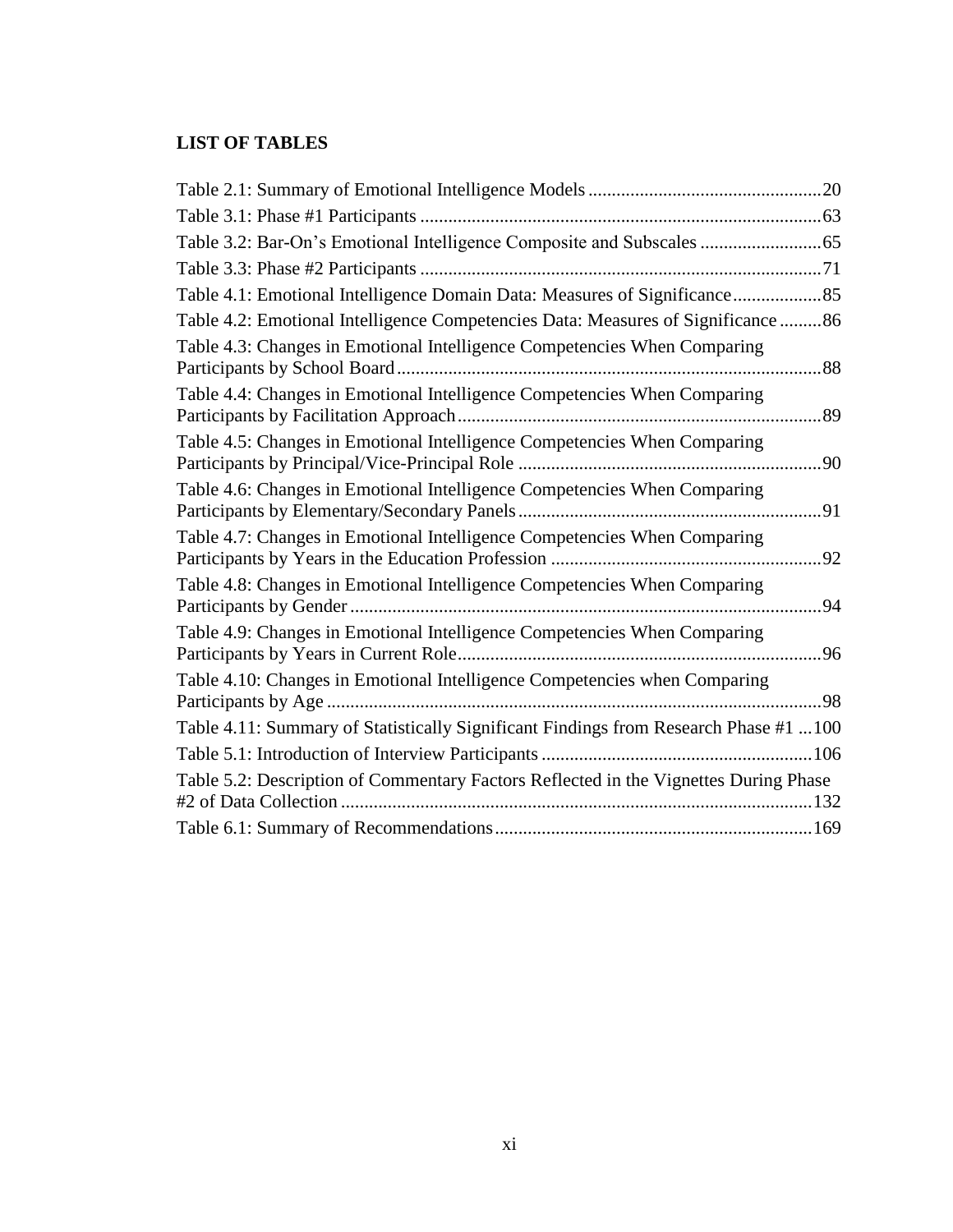**LIST OF TABLES**

Table 2.1: Summary of Emotional Intelligence Models ..................................................20
Table 3.1: Phase #1 Participants ......................................................................................63
Table 3.2: Bar-On's Emotional Intelligence Composite and Subscales ..........................65
Table 3.3: Phase #2 Participants ......................................................................................71
Table 4.1: Emotional Intelligence Domain Data: Measures of Significance...................85
Table 4.2: Emotional Intelligence Competencies Data: Measures of Significance .........86
Table 4.3: Changes in Emotional Intelligence Competencies When Comparing Participants by School Board..........................................................................................88
Table 4.4: Changes in Emotional Intelligence Competencies When Comparing Participants by Facilitation Approach.............................................................................89
Table 4.5: Changes in Emotional Intelligence Competencies When Comparing Participants by Principal/Vice-Principal Role .................................................................90
Table 4.6: Changes in Emotional Intelligence Competencies When Comparing Participants by Elementary/Secondary Panels.................................................................91
Table 4.7: Changes in Emotional Intelligence Competencies When Comparing Participants by Years in the Education Profession ..........................................................92
Table 4.8: Changes in Emotional Intelligence Competencies When Comparing Participants by Gender ....................................................................................................94
Table 4.9: Changes in Emotional Intelligence Competencies When Comparing Participants by Years in Current Role.............................................................................96
Table 4.10: Changes in Emotional Intelligence Competencies when Comparing Participants by Age ..........................................................................................................98
Table 4.11: Summary of Statistically Significant Findings from Research Phase #1 ...100
Table 5.1: Introduction of Interview Participants ..........................................................106
Table 5.2: Description of Commentary Factors Reflected in the Vignettes During Phase #2 of Data Collection ....................................................................................................132
Table 6.1: Summary of Recommendations....................................................................169